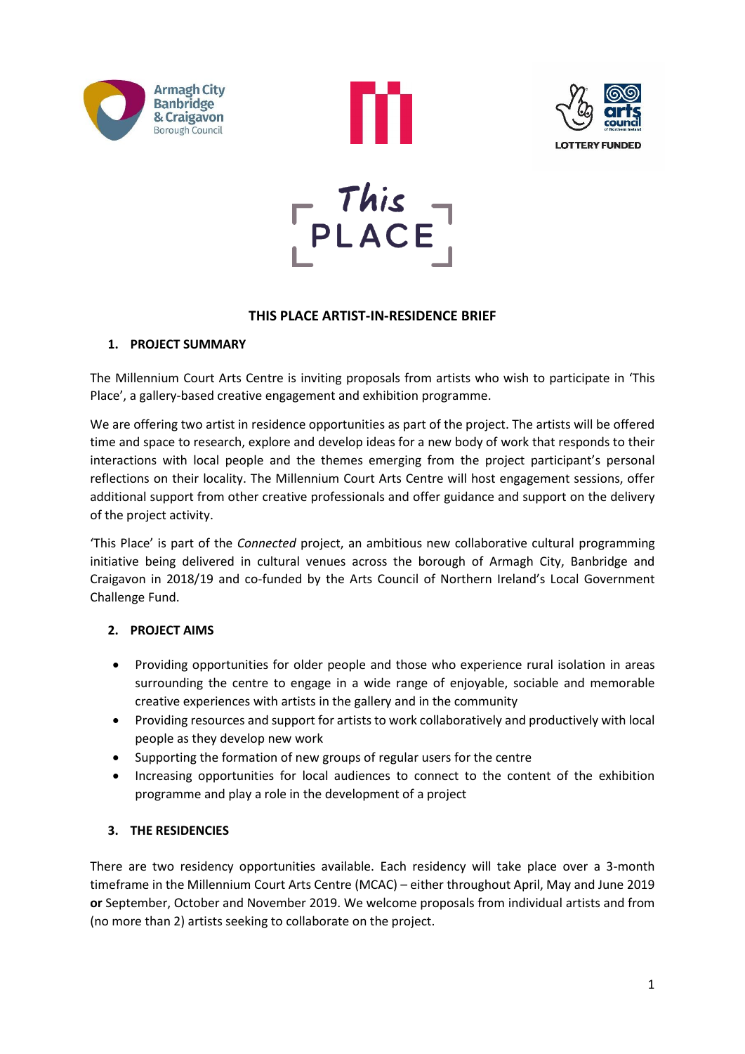# THIS PLACE ARTIST-IN-RESIDENCE BRIEF

## 1. PROJECT SUMMARY

The Millennium Court Arts Centre is inviting proposals from artists who wish to participate in 'This Place', a gallery-based creative engagement and exhibition programme.

We are offering two artist in residence opportunities as part of the project. The artists will be offered time and space to research, explore and develop ideas for a new body of work that responds to their interactions with local people and the themes emerging from the project participant's personal reflections on their locality. The Millennium Court Arts Centre will host engagement sessions, offer additional support from other creative professionals and offer guidance and support on the delivery of the project activity.

'This Place' is part of the *Connected* project, an ambitious new collaborative cultural programming initiative being delivered in cultural venues across the borough of Armagh City, Banbridge and Craigavon in 2018/19 and co-funded by the Arts Council of Northern Ireland's Local Government Challenge Fund.

## 2. PROJECT AIMS

- Providing opportunities for older people and those who experience rural isolation in areas surrounding the centre to engage in a wide range of enjoyable, sociable and memorable creative experiences with artists in the gallery and in the community
- Providing resources and support for artists to work collaboratively and productively with local people as they develop new work
- Supporting the formation of new groups of regular users for the centre
- Increasing opportunities for local audiences to connect to the content of the exhibition programme and play a role in the development of a project

## 3. THE RESIDENCIES

There are two residency opportunities available. Each residency will take place over a 3-month timeframe in the Millennium Court Arts Centre (MCAC) – either throughout April, May and June 2019 **or** September, October and November 2019. We welcome proposals from individual artists and from (no more than 2) artists seeking to collaborate on the project.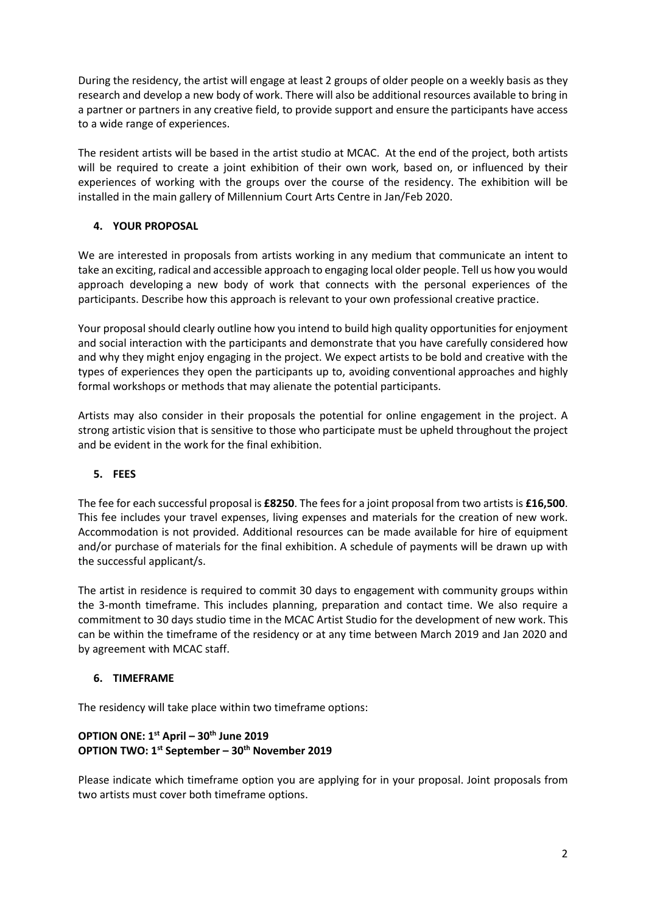During the residency, the artist will engage at least 2 groups of older people on a weekly basis as they research and develop a new body of work. There will also be additional resources available to bring in a partner or partners in any creative field, to provide support and ensure the participants have access to a wide range of experiences.

The resident artists will be based in the artist studio at MCAC. At the end of the project, both artists will be required to create a joint exhibition of their own work, based on, or influenced by their experiences of working with the groups over the course of the residency. The exhibition will be installed in the main gallery of Millennium Court Arts Centre in Jan/Feb 2020.

## 4. YOUR PROPOSAL

We are interested in proposals from artists working in any medium that communicate an intent to take an exciting, radical and accessible approach to engaging local older people. Tell us how you would approach developing a new body of work that connects with the personal experiences of the participants. Describe how this approach is relevant to your own professional creative practice.

Your proposal should clearly outline how you intend to build high quality opportunities for enjoyment and social interaction with the participants and demonstrate that you have carefully considered how and why they might enjoy engaging in the project. We expect artists to be bold and creative with the types of experiences they open the participants up to, avoiding conventional approaches and highly formal workshops or methods that may alienate the potential participants.

Artists may also consider in their proposals the potential for online engagement in the project. A strong artistic vision that is sensitive to those who participate must be upheld throughout the project and be evident in the work for the final exhibition.

## 5. FEES

The fee for each successful proposal is **£8250**. The fees for a joint proposal from two artists is **£16,500**. This fee includes your travel expenses, living expenses and materials for the creation of new work. Accommodation is not provided. Additional resources can be made available for hire of equipment and/or purchase of materials for the final exhibition. A schedule of payments will be drawn up with the successful applicant/s.

The artist in residence is required to commit 30 days to engagement with community groups within the 3-month timeframe. This includes planning, preparation and contact time. We also require a commitment to 30 days studio time in the MCAC Artist Studio for the development of new work. This can be within the timeframe of the residency or at any time between March 2019 and Jan 2020 and by agreement with MCAC staff.

## 6. TIMEFRAME

The residency will take place within two timeframe options:

**OPTION ONE: 1st April – 30th June 2019**
**OPTION TWO: 1st September – 30th November 2019**

Please indicate which timeframe option you are applying for in your proposal. Joint proposals from two artists must cover both timeframe options.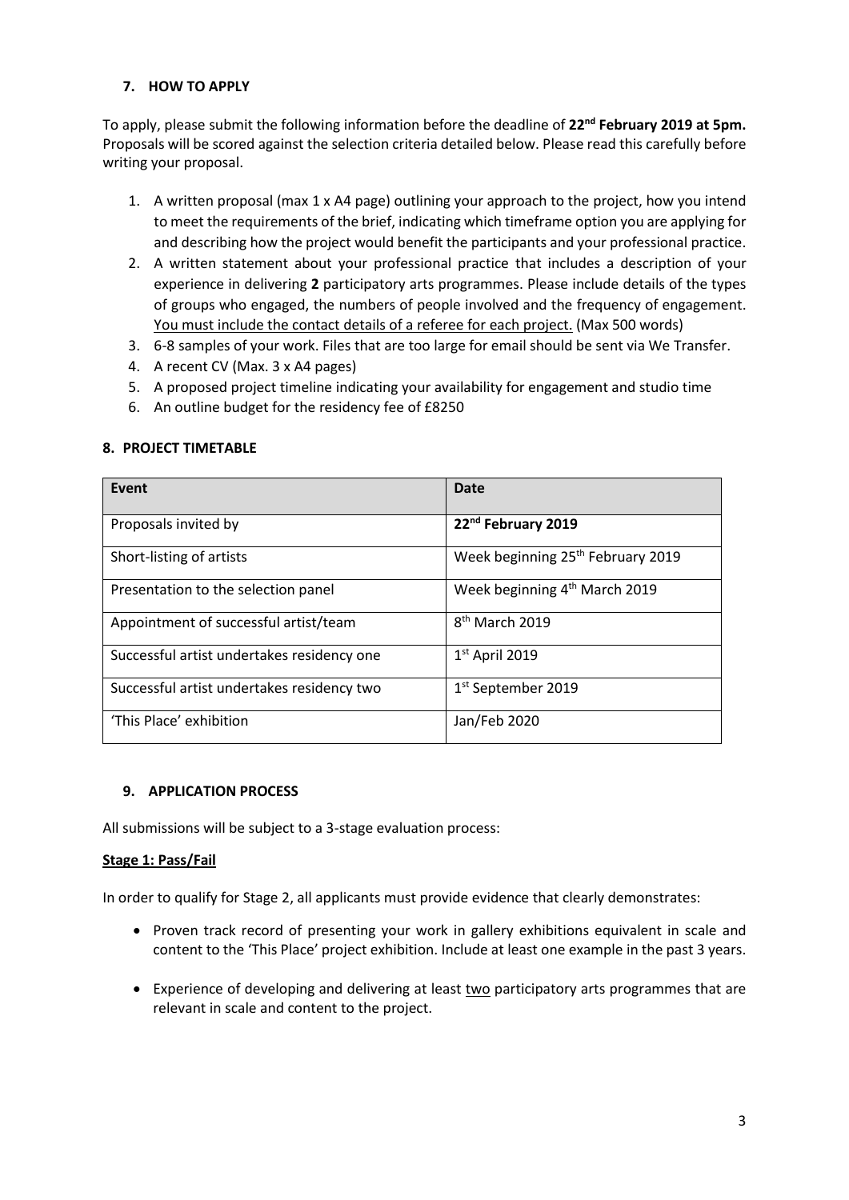## 7. HOW TO APPLY

To apply, please submit the following information before the deadline of **22nd February 2019 at 5pm.** Proposals will be scored against the selection criteria detailed below. Please read this carefully before writing your proposal.

1. A written proposal (max 1 x A4 page) outlining your approach to the project, how you intend to meet the requirements of the brief, indicating which timeframe option you are applying for and describing how the project would benefit the participants and your professional practice.
2. A written statement about your professional practice that includes a description of your experience in delivering **2** participatory arts programmes. Please include details of the types of groups who engaged, the numbers of people involved and the frequency of engagement. <u>You must include the contact details of a referee for each project.</u> (Max 500 words)
3. 6-8 samples of your work. Files that are too large for email should be sent via We Transfer.
4. A recent CV (Max. 3 x A4 pages)
5. A proposed project timeline indicating your availability for engagement and studio time
6. An outline budget for the residency fee of £8250

## 8. PROJECT TIMETABLE

| Event | Date |
|---|---|
| Proposals invited by | **22nd February 2019** |
| Short-listing of artists | Week beginning 25th February 2019 |
| Presentation to the selection panel | Week beginning 4th March 2019 |
| Appointment of successful artist/team | 8th March 2019 |
| Successful artist undertakes residency one | 1st April 2019 |
| Successful artist undertakes residency two | 1st September 2019 |
| 'This Place' exhibition | Jan/Feb 2020 |

## 9. APPLICATION PROCESS

All submissions will be subject to a 3-stage evaluation process:

**<u>Stage 1: Pass/Fail</u>**

In order to qualify for Stage 2, all applicants must provide evidence that clearly demonstrates:

- Proven track record of presenting your work in gallery exhibitions equivalent in scale and content to the 'This Place' project exhibition. Include at least one example in the past 3 years.
- Experience of developing and delivering at least <u>two</u> participatory arts programmes that are relevant in scale and content to the project.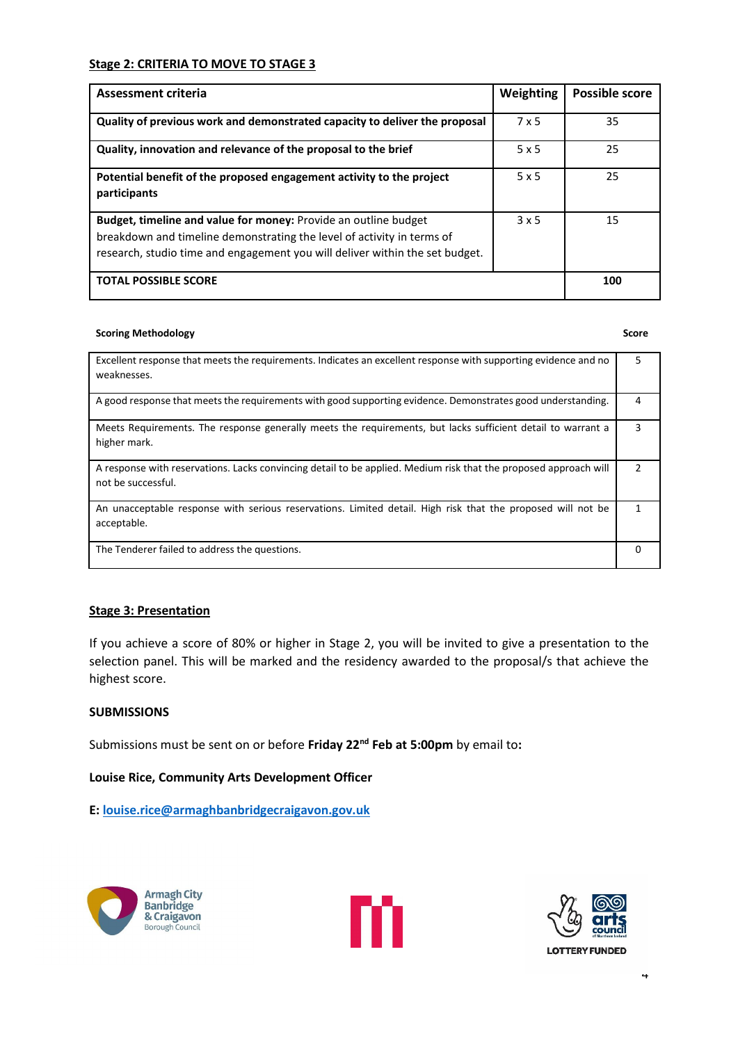**Stage 2: CRITERIA TO MOVE TO STAGE 3**

| Assessment criteria | Weighting | Possible score |
|---|---|---|
| **Quality of previous work and demonstrated capacity to deliver the proposal** | 7 x 5 | 35 |
| **Quality, innovation and relevance of the proposal to the brief** | 5 x 5 | 25 |
| **Potential benefit of the proposed engagement activity to the project participants** | 5 x 5 | 25 |
| **Budget, timeline and value for money:** Provide an outline budget breakdown and timeline demonstrating the level of activity in terms of research, studio time and engagement you will deliver within the set budget. | 3 x 5 | 15 |
| **TOTAL POSSIBLE SCORE** | | **100** |

| Scoring Methodology | Score |
|---|---|
| Excellent response that meets the requirements. Indicates an excellent response with supporting evidence and no weaknesses. | 5 |
| A good response that meets the requirements with good supporting evidence. Demonstrates good understanding. | 4 |
| Meets Requirements. The response generally meets the requirements, but lacks sufficient detail to warrant a higher mark. | 3 |
| A response with reservations. Lacks convincing detail to be applied. Medium risk that the proposed approach will not be successful. | 2 |
| An unacceptable response with serious reservations. Limited detail. High risk that the proposed will not be acceptable. | 1 |
| The Tenderer failed to address the questions. | 0 |

**Stage 3: Presentation**

If you achieve a score of 80% or higher in Stage 2, you will be invited to give a presentation to the selection panel. This will be marked and the residency awarded to the proposal/s that achieve the highest score.

**SUBMISSIONS**

Submissions must be sent on or before **Friday 22nd Feb at 5:00pm** by email to**:**

**Louise Rice, Community Arts Development Officer**

**E: louise.rice@armaghbanbridgecraigavon.gov.uk**

Armagh City Banbridge & Craigavon Borough Council

LOTTERY FUNDED